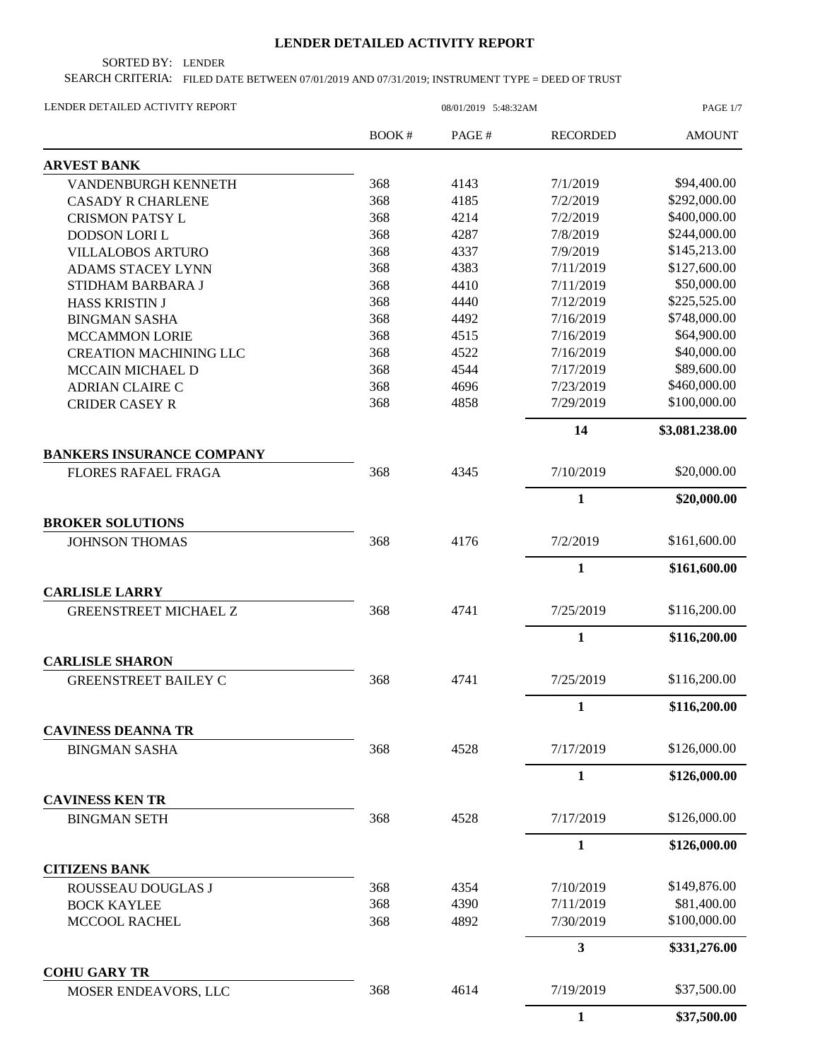# LENDER DETAILED ACTIVITY REPORT

SORTED BY: LENDER

SEARCH CRITERIA: FILED DATE BETWEEN 07/01/2019 AND 07/31/2019; INSTRUMENT TYPE = DEED OF TRUST

LENDER DETAILED ACTIVITY REPORT 08/01/2019 5:48:32AM

| | BOOK # | PAGE # | RECORDED | AMOUNT |
|---|---|---|---|---|
| **ARVEST BANK** | | | | |
| VANDENBURGH KENNETH | 368 | 4143 | 7/1/2019 | $94,400.00 |
| CASADY R CHARLENE | 368 | 4185 | 7/2/2019 | $292,000.00 |
| CRISMON PATSY L | 368 | 4214 | 7/2/2019 | $400,000.00 |
| DODSON LORI L | 368 | 4287 | 7/8/2019 | $244,000.00 |
| VILLALOBOS ARTURO | 368 | 4337 | 7/9/2019 | $145,213.00 |
| ADAMS STACEY LYNN | 368 | 4383 | 7/11/2019 | $127,600.00 |
| STIDHAM BARBARA J | 368 | 4410 | 7/11/2019 | $50,000.00 |
| HASS KRISTIN J | 368 | 4440 | 7/12/2019 | $225,525.00 |
| BINGMAN SASHA | 368 | 4492 | 7/16/2019 | $748,000.00 |
| MCCAMMON LORIE | 368 | 4515 | 7/16/2019 | $64,900.00 |
| CREATION MACHINING LLC | 368 | 4522 | 7/16/2019 | $40,000.00 |
| MCCAIN MICHAEL D | 368 | 4544 | 7/17/2019 | $89,600.00 |
| ADRIAN CLAIRE C | 368 | 4696 | 7/23/2019 | $460,000.00 |
| CRIDER CASEY R | 368 | 4858 | 7/29/2019 | $100,000.00 |
| | | | **14** | **$3,081,238.00** |
| **BANKERS INSURANCE COMPANY** | | | | |
| FLORES RAFAEL FRAGA | 368 | 4345 | 7/10/2019 | $20,000.00 |
| | | | **1** | **$20,000.00** |
| **BROKER SOLUTIONS** | | | | |
| JOHNSON THOMAS | 368 | 4176 | 7/2/2019 | $161,600.00 |
| | | | **1** | **$161,600.00** |
| **CARLISLE LARRY** | | | | |
| GREENSTREET MICHAEL Z | 368 | 4741 | 7/25/2019 | $116,200.00 |
| | | | **1** | **$116,200.00** |
| **CARLISLE SHARON** | | | | |
| GREENSTREET BAILEY C | 368 | 4741 | 7/25/2019 | $116,200.00 |
| | | | **1** | **$116,200.00** |
| **CAVINESS DEANNA TR** | | | | |
| BINGMAN SASHA | 368 | 4528 | 7/17/2019 | $126,000.00 |
| | | | **1** | **$126,000.00** |
| **CAVINESS KEN TR** | | | | |
| BINGMAN SETH | 368 | 4528 | 7/17/2019 | $126,000.00 |
| | | | **1** | **$126,000.00** |
| **CITIZENS BANK** | | | | |
| ROUSSEAU DOUGLAS J | 368 | 4354 | 7/10/2019 | $149,876.00 |
| BOCK KAYLEE | 368 | 4390 | 7/11/2019 | $81,400.00 |
| MCCOOL RACHEL | 368 | 4892 | 7/30/2019 | $100,000.00 |
| | | | **3** | **$331,276.00** |
| **COHU GARY TR** | | | | |
| MOSER ENDEAVORS, LLC | 368 | 4614 | 7/19/2019 | $37,500.00 |
| | | | **1** | **$37,500.00** |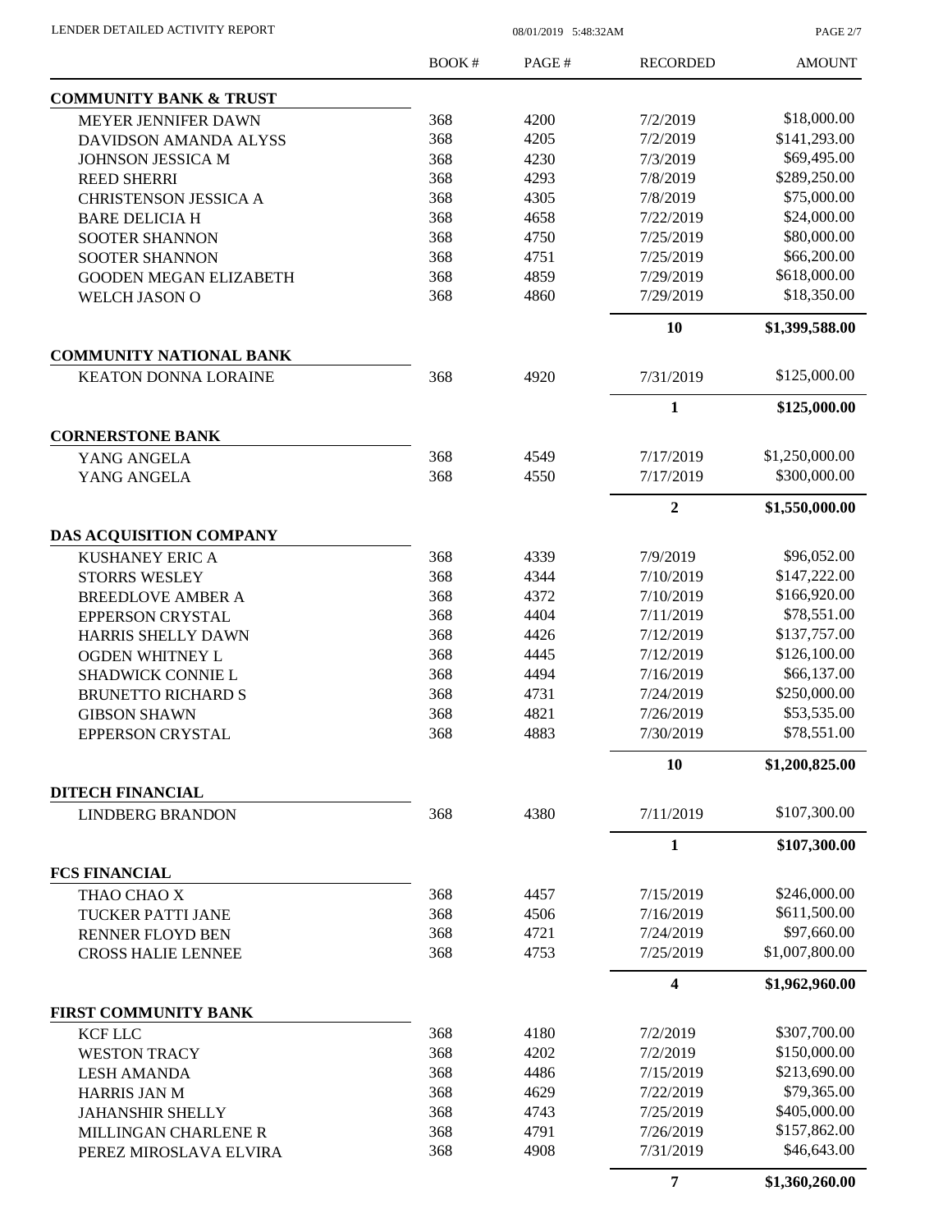| | BOOK # | PAGE # | RECORDED | AMOUNT |
|---|---|---|---|---|
| **COMMUNITY BANK & TRUST** | | | | |
| MEYER JENNIFER DAWN | 368 | 4200 | 7/2/2019 | $18,000.00 |
| DAVIDSON AMANDA ALYSS | 368 | 4205 | 7/2/2019 | $141,293.00 |
| JOHNSON JESSICA M | 368 | 4230 | 7/3/2019 | $69,495.00 |
| REED SHERRI | 368 | 4293 | 7/8/2019 | $289,250.00 |
| CHRISTENSON JESSICA A | 368 | 4305 | 7/8/2019 | $75,000.00 |
| BARE DELICIA H | 368 | 4658 | 7/22/2019 | $24,000.00 |
| SOOTER SHANNON | 368 | 4750 | 7/25/2019 | $80,000.00 |
| SOOTER SHANNON | 368 | 4751 | 7/25/2019 | $66,200.00 |
| GOODEN MEGAN ELIZABETH | 368 | 4859 | 7/29/2019 | $618,000.00 |
| WELCH JASON O | 368 | 4860 | 7/29/2019 | $18,350.00 |
| | | | **10** | **$1,399,588.00** |
| **COMMUNITY NATIONAL BANK** | | | | |
| KEATON DONNA LORAINE | 368 | 4920 | 7/31/2019 | $125,000.00 |
| | | | **1** | **$125,000.00** |
| **CORNERSTONE BANK** | | | | |
| YANG ANGELA | 368 | 4549 | 7/17/2019 | $1,250,000.00 |
| YANG ANGELA | 368 | 4550 | 7/17/2019 | $300,000.00 |
| | | | **2** | **$1,550,000.00** |
| **DAS ACQUISITION COMPANY** | | | | |
| KUSHANEY ERIC A | 368 | 4339 | 7/9/2019 | $96,052.00 |
| STORRS WESLEY | 368 | 4344 | 7/10/2019 | $147,222.00 |
| BREEDLOVE AMBER A | 368 | 4372 | 7/10/2019 | $166,920.00 |
| EPPERSON CRYSTAL | 368 | 4404 | 7/11/2019 | $78,551.00 |
| HARRIS SHELLY DAWN | 368 | 4426 | 7/12/2019 | $137,757.00 |
| OGDEN WHITNEY L | 368 | 4445 | 7/12/2019 | $126,100.00 |
| SHADWICK CONNIE L | 368 | 4494 | 7/16/2019 | $66,137.00 |
| BRUNETTO RICHARD S | 368 | 4731 | 7/24/2019 | $250,000.00 |
| GIBSON SHAWN | 368 | 4821 | 7/26/2019 | $53,535.00 |
| EPPERSON CRYSTAL | 368 | 4883 | 7/30/2019 | $78,551.00 |
| | | | **10** | **$1,200,825.00** |
| **DITECH FINANCIAL** | | | | |
| LINDBERG BRANDON | 368 | 4380 | 7/11/2019 | $107,300.00 |
| | | | **1** | **$107,300.00** |
| **FCS FINANCIAL** | | | | |
| THAO CHAO X | 368 | 4457 | 7/15/2019 | $246,000.00 |
| TUCKER PATTI JANE | 368 | 4506 | 7/16/2019 | $611,500.00 |
| RENNER FLOYD BEN | 368 | 4721 | 7/24/2019 | $97,660.00 |
| CROSS HALIE LENNEE | 368 | 4753 | 7/25/2019 | $1,007,800.00 |
| | | | **4** | **$1,962,960.00** |
| **FIRST COMMUNITY BANK** | | | | |
| KCF LLC | 368 | 4180 | 7/2/2019 | $307,700.00 |
| WESTON TRACY | 368 | 4202 | 7/2/2019 | $150,000.00 |
| LESH AMANDA | 368 | 4486 | 7/15/2019 | $213,690.00 |
| HARRIS JAN M | 368 | 4629 | 7/22/2019 | $79,365.00 |
| JAHANSHIR SHELLY | 368 | 4743 | 7/25/2019 | $405,000.00 |
| MILLINGAN CHARLENE R | 368 | 4791 | 7/26/2019 | $157,862.00 |
| PEREZ MIROSLAVA ELVIRA | 368 | 4908 | 7/31/2019 | $46,643.00 |
| | | | **7** | **$1,360,260.00** |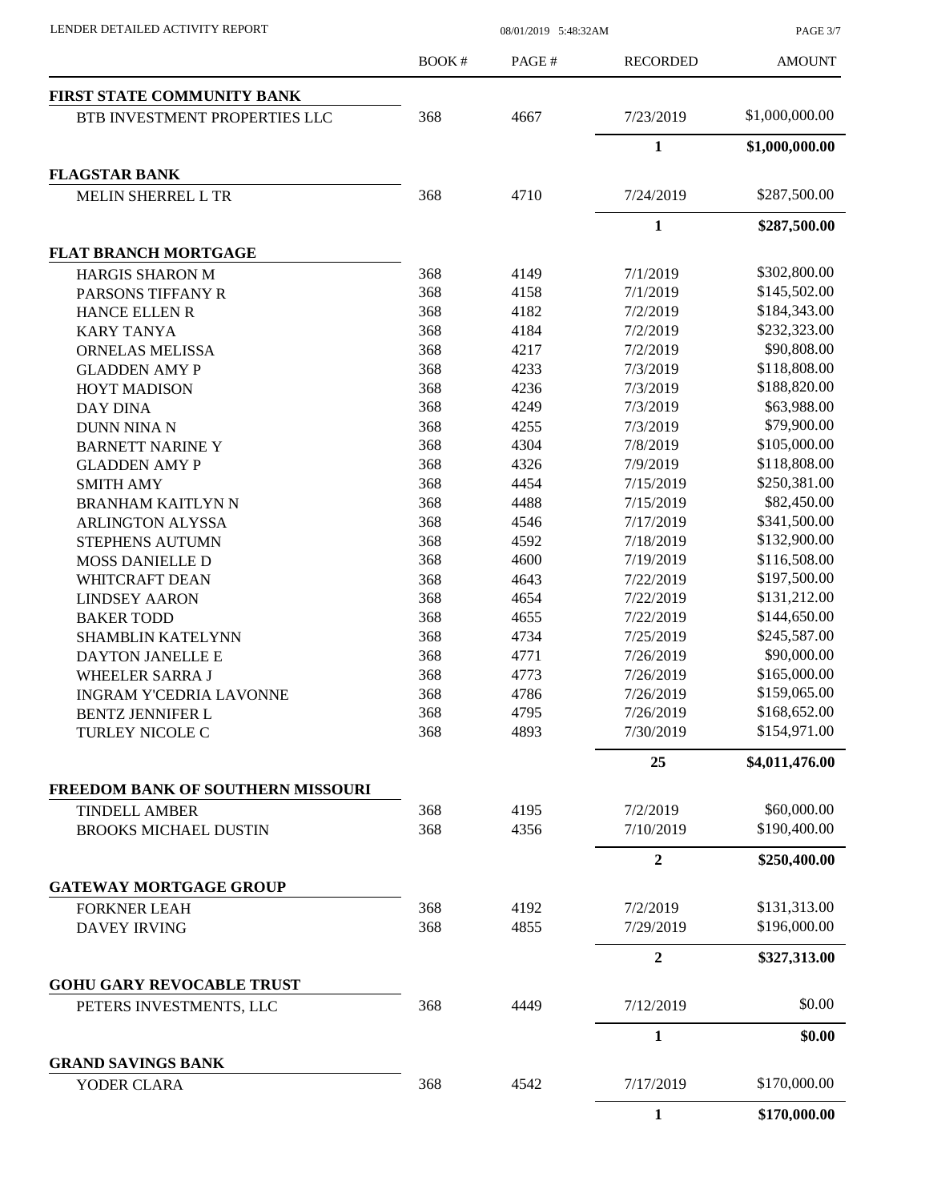| | BOOK # | PAGE # | RECORDED | AMOUNT |
|---|---|---|---|---|
| **FIRST STATE COMMUNITY BANK** | | | | |
| BTB INVESTMENT PROPERTIES LLC | 368 | 4667 | 7/23/2019 | $1,000,000.00 |
| | | | **1** | **$1,000,000.00** |
| **FLAGSTAR BANK** | | | | |
| MELIN SHERREL L TR | 368 | 4710 | 7/24/2019 | $287,500.00 |
| | | | **1** | **$287,500.00** |
| **FLAT BRANCH MORTGAGE** | | | | |
| HARGIS SHARON M | 368 | 4149 | 7/1/2019 | $302,800.00 |
| PARSONS TIFFANY R | 368 | 4158 | 7/1/2019 | $145,502.00 |
| HANCE ELLEN R | 368 | 4182 | 7/2/2019 | $184,343.00 |
| KARY TANYA | 368 | 4184 | 7/2/2019 | $232,323.00 |
| ORNELAS MELISSA | 368 | 4217 | 7/2/2019 | $90,808.00 |
| GLADDEN AMY P | 368 | 4233 | 7/3/2019 | $118,808.00 |
| HOYT MADISON | 368 | 4236 | 7/3/2019 | $188,820.00 |
| DAY DINA | 368 | 4249 | 7/3/2019 | $63,988.00 |
| DUNN NINA N | 368 | 4255 | 7/3/2019 | $79,900.00 |
| BARNETT NARINE Y | 368 | 4304 | 7/8/2019 | $105,000.00 |
| GLADDEN AMY P | 368 | 4326 | 7/9/2019 | $118,808.00 |
| SMITH AMY | 368 | 4454 | 7/15/2019 | $250,381.00 |
| BRANHAM KAITLYN N | 368 | 4488 | 7/15/2019 | $82,450.00 |
| ARLINGTON ALYSSA | 368 | 4546 | 7/17/2019 | $341,500.00 |
| STEPHENS AUTUMN | 368 | 4592 | 7/18/2019 | $132,900.00 |
| MOSS DANIELLE D | 368 | 4600 | 7/19/2019 | $116,508.00 |
| WHITCRAFT DEAN | 368 | 4643 | 7/22/2019 | $197,500.00 |
| LINDSEY AARON | 368 | 4654 | 7/22/2019 | $131,212.00 |
| BAKER TODD | 368 | 4655 | 7/22/2019 | $144,650.00 |
| SHAMBLIN KATELYNN | 368 | 4734 | 7/25/2019 | $245,587.00 |
| DAYTON JANELLE E | 368 | 4771 | 7/26/2019 | $90,000.00 |
| WHEELER SARRA J | 368 | 4773 | 7/26/2019 | $165,000.00 |
| INGRAM Y'CEDRIA LAVONNE | 368 | 4786 | 7/26/2019 | $159,065.00 |
| BENTZ JENNIFER L | 368 | 4795 | 7/26/2019 | $168,652.00 |
| TURLEY NICOLE C | 368 | 4893 | 7/30/2019 | $154,971.00 |
| | | | **25** | **$4,011,476.00** |
| **FREEDOM BANK OF SOUTHERN MISSOURI** | | | | |
| TINDELL AMBER | 368 | 4195 | 7/2/2019 | $60,000.00 |
| BROOKS MICHAEL DUSTIN | 368 | 4356 | 7/10/2019 | $190,400.00 |
| | | | **2** | **$250,400.00** |
| **GATEWAY MORTGAGE GROUP** | | | | |
| FORKNER LEAH | 368 | 4192 | 7/2/2019 | $131,313.00 |
| DAVEY IRVING | 368 | 4855 | 7/29/2019 | $196,000.00 |
| | | | **2** | **$327,313.00** |
| **GOHU GARY REVOCABLE TRUST** | | | | |
| PETERS INVESTMENTS, LLC | 368 | 4449 | 7/12/2019 | $0.00 |
| | | | **1** | **$0.00** |
| **GRAND SAVINGS BANK** | | | | |
| YODER CLARA | 368 | 4542 | 7/17/2019 | $170,000.00 |
| | | | **1** | **$170,000.00** |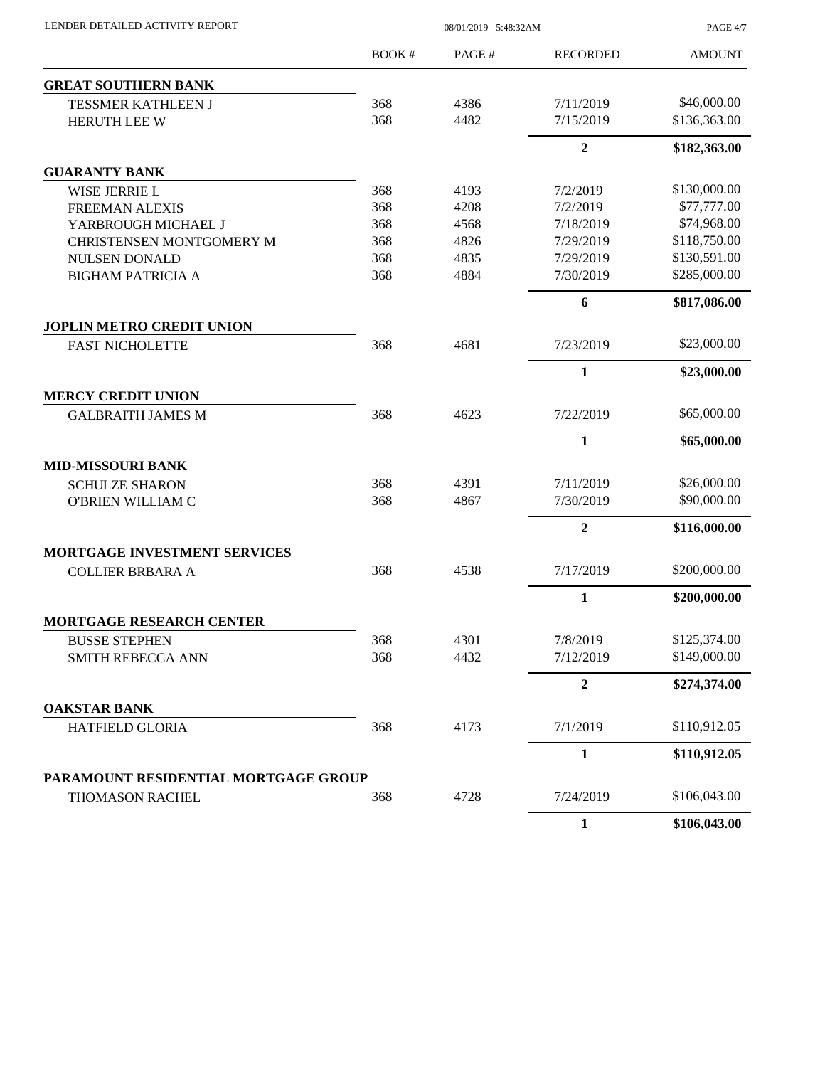| | BOOK # | PAGE # | RECORDED | AMOUNT |
|---|---|---|---|---|
| **GREAT SOUTHERN BANK** | | | | |
| TESSMER KATHLEEN J | 368 | 4386 | 7/11/2019 | $46,000.00 |
| HERUTH LEE W | 368 | 4482 | 7/15/2019 | $136,363.00 |
| | | | **2** | **$182,363.00** |
| **GUARANTY BANK** | | | | |
| WISE JERRIE L | 368 | 4193 | 7/2/2019 | $130,000.00 |
| FREEMAN ALEXIS | 368 | 4208 | 7/2/2019 | $77,777.00 |
| YARBROUGH MICHAEL J | 368 | 4568 | 7/18/2019 | $74,968.00 |
| CHRISTENSEN MONTGOMERY M | 368 | 4826 | 7/29/2019 | $118,750.00 |
| NULSEN DONALD | 368 | 4835 | 7/29/2019 | $130,591.00 |
| BIGHAM PATRICIA A | 368 | 4884 | 7/30/2019 | $285,000.00 |
| | | | **6** | **$817,086.00** |
| **JOPLIN METRO CREDIT UNION** | | | | |
| FAST NICHOLETTE | 368 | 4681 | 7/23/2019 | $23,000.00 |
| | | | **1** | **$23,000.00** |
| **MERCY CREDIT UNION** | | | | |
| GALBRAITH JAMES M | 368 | 4623 | 7/22/2019 | $65,000.00 |
| | | | **1** | **$65,000.00** |
| **MID-MISSOURI BANK** | | | | |
| SCHULZE SHARON | 368 | 4391 | 7/11/2019 | $26,000.00 |
| O'BRIEN WILLIAM C | 368 | 4867 | 7/30/2019 | $90,000.00 |
| | | | **2** | **$116,000.00** |
| **MORTGAGE INVESTMENT SERVICES** | | | | |
| COLLIER BRBARA A | 368 | 4538 | 7/17/2019 | $200,000.00 |
| | | | **1** | **$200,000.00** |
| **MORTGAGE RESEARCH CENTER** | | | | |
| BUSSE STEPHEN | 368 | 4301 | 7/8/2019 | $125,374.00 |
| SMITH REBECCA ANN | 368 | 4432 | 7/12/2019 | $149,000.00 |
| | | | **2** | **$274,374.00** |
| **OAKSTAR BANK** | | | | |
| HATFIELD GLORIA | 368 | 4173 | 7/1/2019 | $110,912.05 |
| | | | **1** | **$110,912.05** |
| **PARAMOUNT RESIDENTIAL MORTGAGE GROUP** | | | | |
| THOMASON RACHEL | 368 | 4728 | 7/24/2019 | $106,043.00 |
| | | | **1** | **$106,043.00** |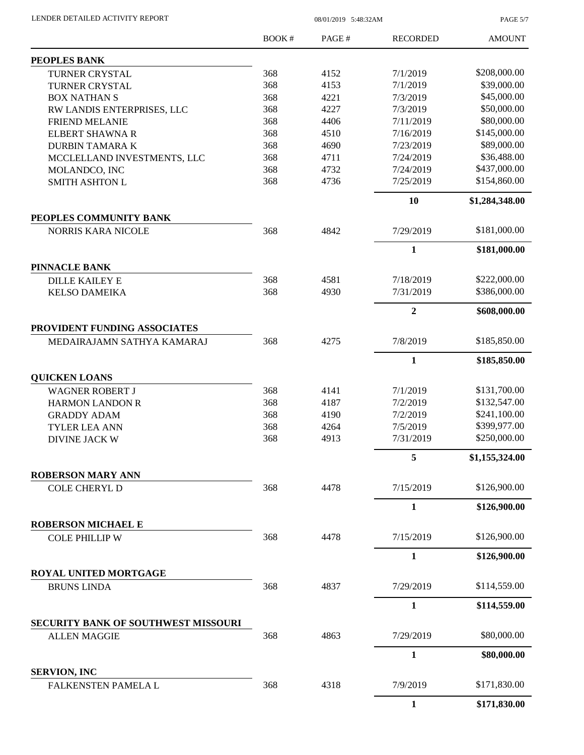LENDER DETAILED ACTIVITY REPORT

08/01/2019 5:48:32AM

| | BOOK # | PAGE # | RECORDED | AMOUNT |
|---|---|---|---|---|
| **PEOPLES BANK** | | | | |
| TURNER CRYSTAL | 368 | 4152 | 7/1/2019 | $208,000.00 |
| TURNER CRYSTAL | 368 | 4153 | 7/1/2019 | $39,000.00 |
| BOX NATHAN S | 368 | 4221 | 7/3/2019 | $45,000.00 |
| RW LANDIS ENTERPRISES, LLC | 368 | 4227 | 7/3/2019 | $50,000.00 |
| FRIEND MELANIE | 368 | 4406 | 7/11/2019 | $80,000.00 |
| ELBERT SHAWNA R | 368 | 4510 | 7/16/2019 | $145,000.00 |
| DURBIN TAMARA K | 368 | 4690 | 7/23/2019 | $89,000.00 |
| MCCLELLAND INVESTMENTS, LLC | 368 | 4711 | 7/24/2019 | $36,488.00 |
| MOLANDCO, INC | 368 | 4732 | 7/24/2019 | $437,000.00 |
| SMITH ASHTON L | 368 | 4736 | 7/25/2019 | $154,860.00 |
| | | | **10** | **$1,284,348.00** |
| **PEOPLES COMMUNITY BANK** | | | | |
| NORRIS KARA NICOLE | 368 | 4842 | 7/29/2019 | $181,000.00 |
| | | | **1** | **$181,000.00** |
| **PINNACLE BANK** | | | | |
| DILLE KAILEY E | 368 | 4581 | 7/18/2019 | $222,000.00 |
| KELSO DAMEIKA | 368 | 4930 | 7/31/2019 | $386,000.00 |
| | | | **2** | **$608,000.00** |
| **PROVIDENT FUNDING ASSOCIATES** | | | | |
| MEDAIRAJAMN SATHYA KAMARAJ | 368 | 4275 | 7/8/2019 | $185,850.00 |
| | | | **1** | **$185,850.00** |
| **QUICKEN LOANS** | | | | |
| WAGNER ROBERT J | 368 | 4141 | 7/1/2019 | $131,700.00 |
| HARMON LANDON R | 368 | 4187 | 7/2/2019 | $132,547.00 |
| GRADDY ADAM | 368 | 4190 | 7/2/2019 | $241,100.00 |
| TYLER LEA ANN | 368 | 4264 | 7/5/2019 | $399,977.00 |
| DIVINE JACK W | 368 | 4913 | 7/31/2019 | $250,000.00 |
| | | | **5** | **$1,155,324.00** |
| **ROBERSON MARY ANN** | | | | |
| COLE CHERYL D | 368 | 4478 | 7/15/2019 | $126,900.00 |
| | | | **1** | **$126,900.00** |
| **ROBERSON MICHAEL E** | | | | |
| COLE PHILLIP W | 368 | 4478 | 7/15/2019 | $126,900.00 |
| | | | **1** | **$126,900.00** |
| **ROYAL UNITED MORTGAGE** | | | | |
| BRUNS LINDA | 368 | 4837 | 7/29/2019 | $114,559.00 |
| | | | **1** | **$114,559.00** |
| **SECURITY BANK OF SOUTHWEST MISSOURI** | | | | |
| ALLEN MAGGIE | 368 | 4863 | 7/29/2019 | $80,000.00 |
| | | | **1** | **$80,000.00** |
| **SERVION, INC** | | | | |
| FALKENSTEN PAMELA L | 368 | 4318 | 7/9/2019 | $171,830.00 |
| | | | **1** | **$171,830.00** |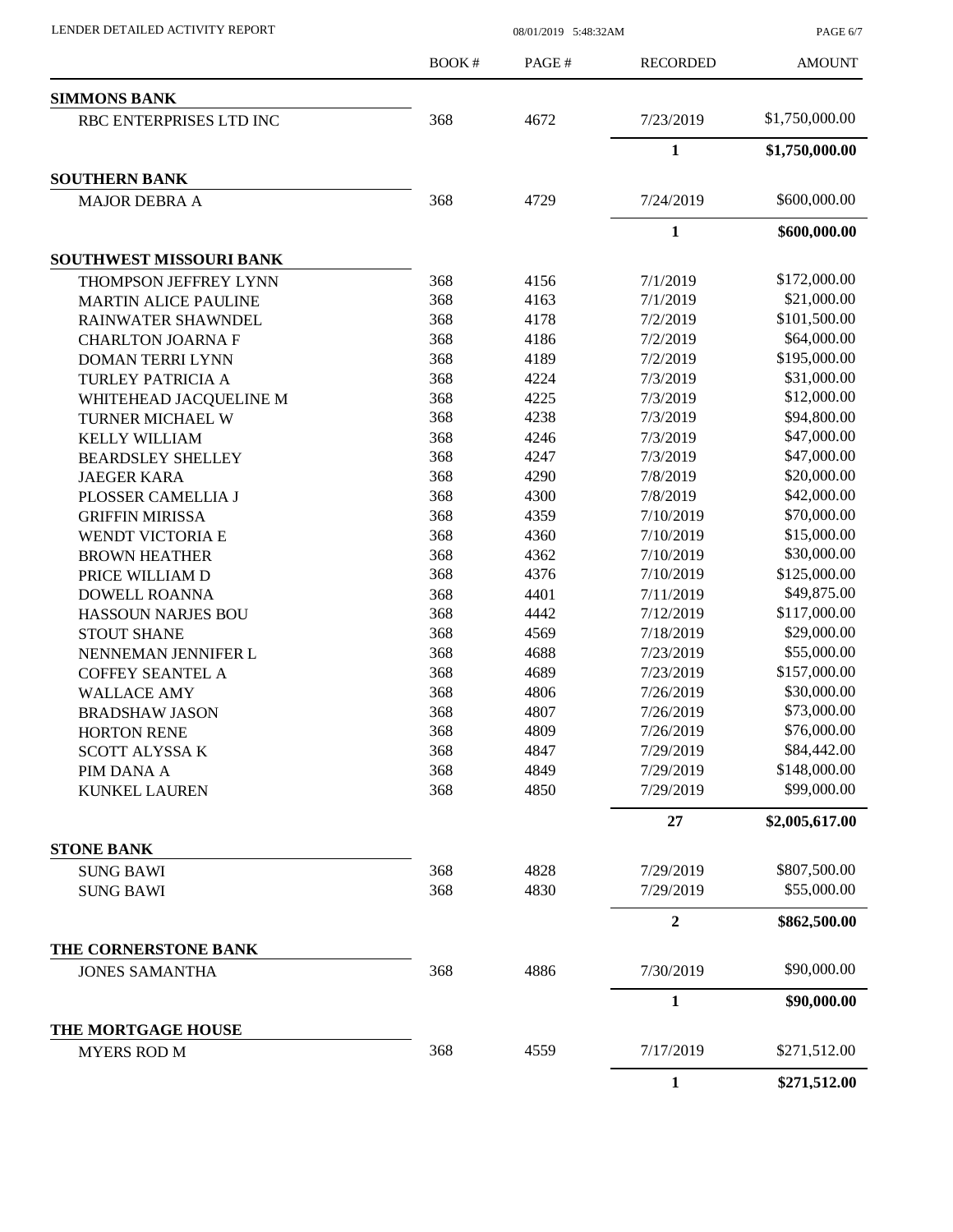| | BOOK # | PAGE # | RECORDED | AMOUNT |
|---|---|---|---|---|
| **SIMMONS BANK** | | | | |
| RBC ENTERPRISES LTD INC | 368 | 4672 | 7/23/2019 | $1,750,000.00 |
| | | | **1** | **$1,750,000.00** |
| **SOUTHERN BANK** | | | | |
| MAJOR DEBRA A | 368 | 4729 | 7/24/2019 | $600,000.00 |
| | | | **1** | **$600,000.00** |
| **SOUTHWEST MISSOURI BANK** | | | | |
| THOMPSON JEFFREY LYNN | 368 | 4156 | 7/1/2019 | $172,000.00 |
| MARTIN ALICE PAULINE | 368 | 4163 | 7/1/2019 | $21,000.00 |
| RAINWATER SHAWNDEL | 368 | 4178 | 7/2/2019 | $101,500.00 |
| CHARLTON JOARNA F | 368 | 4186 | 7/2/2019 | $64,000.00 |
| DOMAN TERRI LYNN | 368 | 4189 | 7/2/2019 | $195,000.00 |
| TURLEY PATRICIA A | 368 | 4224 | 7/3/2019 | $31,000.00 |
| WHITEHEAD JACQUELINE M | 368 | 4225 | 7/3/2019 | $12,000.00 |
| TURNER MICHAEL W | 368 | 4238 | 7/3/2019 | $94,800.00 |
| KELLY WILLIAM | 368 | 4246 | 7/3/2019 | $47,000.00 |
| BEARDSLEY SHELLEY | 368 | 4247 | 7/3/2019 | $47,000.00 |
| JAEGER KARA | 368 | 4290 | 7/8/2019 | $20,000.00 |
| PLOSSER CAMELLIA J | 368 | 4300 | 7/8/2019 | $42,000.00 |
| GRIFFIN MIRISSA | 368 | 4359 | 7/10/2019 | $70,000.00 |
| WENDT VICTORIA E | 368 | 4360 | 7/10/2019 | $15,000.00 |
| BROWN HEATHER | 368 | 4362 | 7/10/2019 | $30,000.00 |
| PRICE WILLIAM D | 368 | 4376 | 7/10/2019 | $125,000.00 |
| DOWELL ROANNA | 368 | 4401 | 7/11/2019 | $49,875.00 |
| HASSOUN NARJES BOU | 368 | 4442 | 7/12/2019 | $117,000.00 |
| STOUT SHANE | 368 | 4569 | 7/18/2019 | $29,000.00 |
| NENNEMAN JENNIFER L | 368 | 4688 | 7/23/2019 | $55,000.00 |
| COFFEY SEANTEL A | 368 | 4689 | 7/23/2019 | $157,000.00 |
| WALLACE AMY | 368 | 4806 | 7/26/2019 | $30,000.00 |
| BRADSHAW JASON | 368 | 4807 | 7/26/2019 | $73,000.00 |
| HORTON RENE | 368 | 4809 | 7/26/2019 | $76,000.00 |
| SCOTT ALYSSA K | 368 | 4847 | 7/29/2019 | $84,442.00 |
| PIM DANA A | 368 | 4849 | 7/29/2019 | $148,000.00 |
| KUNKEL LAUREN | 368 | 4850 | 7/29/2019 | $99,000.00 |
| | | | **27** | **$2,005,617.00** |
| **STONE BANK** | | | | |
| SUNG BAWI | 368 | 4828 | 7/29/2019 | $807,500.00 |
| SUNG BAWI | 368 | 4830 | 7/29/2019 | $55,000.00 |
| | | | **2** | **$862,500.00** |
| **THE CORNERSTONE BANK** | | | | |
| JONES SAMANTHA | 368 | 4886 | 7/30/2019 | $90,000.00 |
| | | | **1** | **$90,000.00** |
| **THE MORTGAGE HOUSE** | | | | |
| MYERS ROD M | 368 | 4559 | 7/17/2019 | $271,512.00 |
| | | | **1** | **$271,512.00** |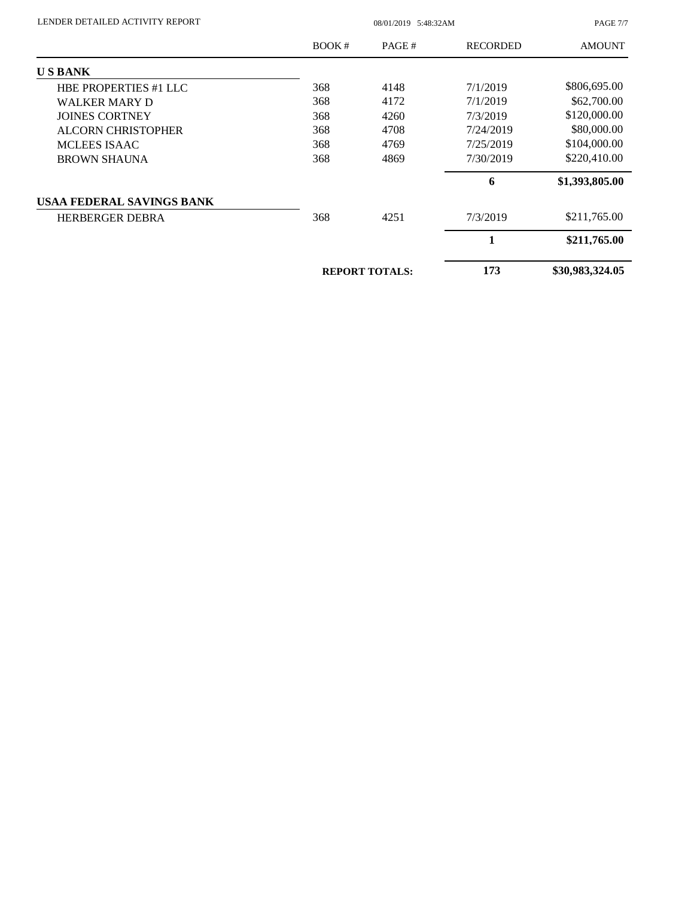| | BOOK # | PAGE # | RECORDED | AMOUNT |
|---|---|---|---|---|
| **U S BANK** | | | | |
| HBE PROPERTIES #1 LLC | 368 | 4148 | 7/1/2019 | $806,695.00 |
| WALKER MARY D | 368 | 4172 | 7/1/2019 | $62,700.00 |
| JOINES CORTNEY | 368 | 4260 | 7/3/2019 | $120,000.00 |
| ALCORN CHRISTOPHER | 368 | 4708 | 7/24/2019 | $80,000.00 |
| MCLEES ISAAC | 368 | 4769 | 7/25/2019 | $104,000.00 |
| BROWN SHAUNA | 368 | 4869 | 7/30/2019 | $220,410.00 |
| | | | **6** | **$1,393,805.00** |
| **USAA FEDERAL SAVINGS BANK** | | | | |
| HERBERGER DEBRA | 368 | 4251 | 7/3/2019 | $211,765.00 |
| | | | **1** | **$211,765.00** |
| | **REPORT TOTALS:** | | **173** | **$30,983,324.05** |